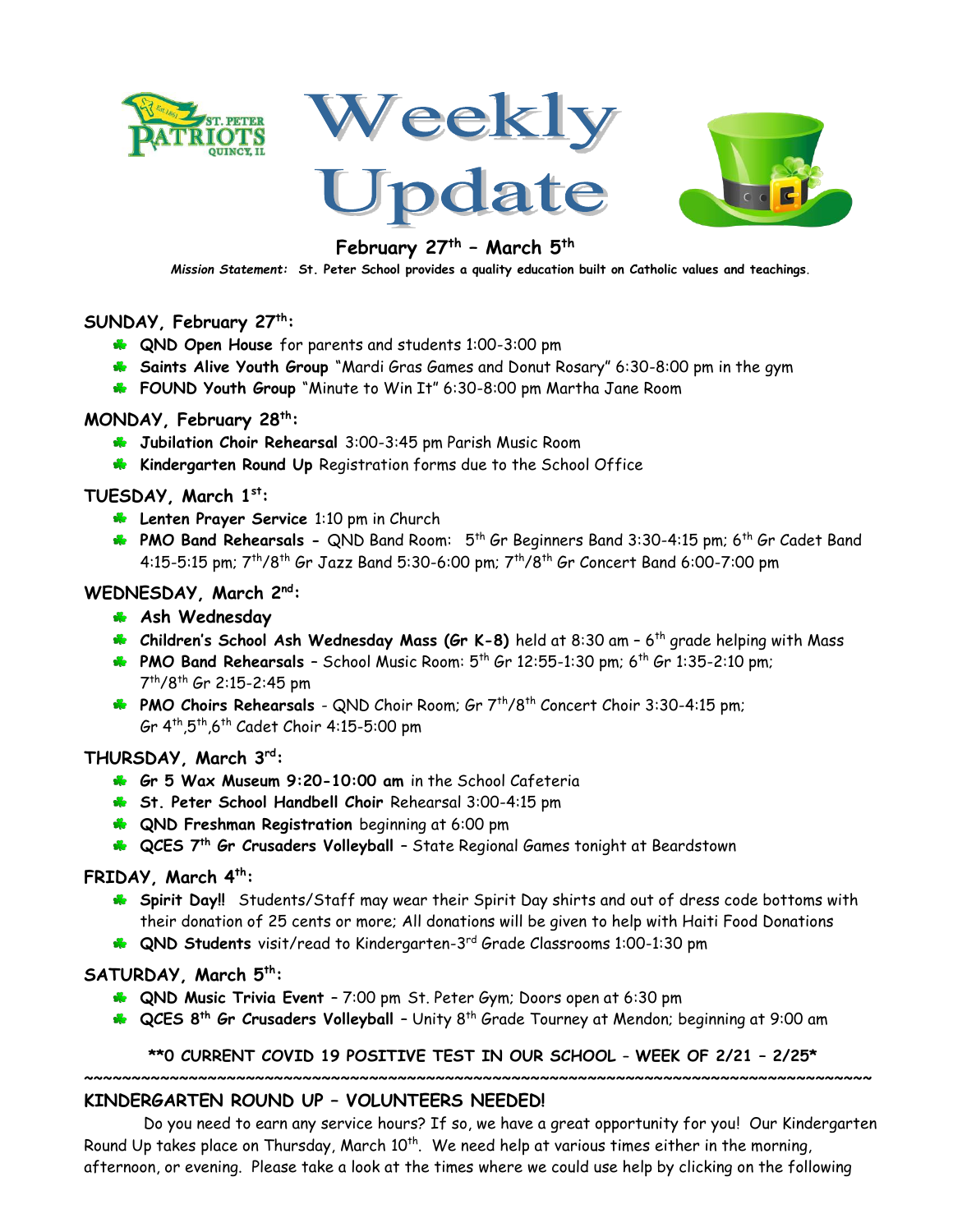# Weekly Update

## February 27th – March 5th

***Mission Statement:* St. Peter School provides a quality education built on Catholic values and teachings.**

### SUNDAY, February 27th:

- **QND Open House** for parents and students 1:00-3:00 pm
- **Saints Alive Youth Group** "Mardi Gras Games and Donut Rosary" 6:30-8:00 pm in the gym
- **FOUND Youth Group** "Minute to Win It" 6:30-8:00 pm Martha Jane Room

### MONDAY, February 28th:

- **Jubilation Choir Rehearsal** 3:00-3:45 pm Parish Music Room
- **Kindergarten Round Up** Registration forms due to the School Office

### TUESDAY, March 1st:

- **Lenten Prayer Service** 1:10 pm in Church
- **PMO Band Rehearsals -** QND Band Room: 5th Gr Beginners Band 3:30-4:15 pm; 6th Gr Cadet Band 4:15-5:15 pm; 7th/8th Gr Jazz Band 5:30-6:00 pm; 7th/8th Gr Concert Band 6:00-7:00 pm

### WEDNESDAY, March 2nd:

- **Ash Wednesday**
- **Children's School Ash Wednesday Mass (Gr K-8)** held at 8:30 am – 6th grade helping with Mass
- **PMO Band Rehearsals** – School Music Room: 5th Gr 12:55-1:30 pm; 6th Gr 1:35-2:10 pm; 7th/8th Gr 2:15-2:45 pm
- **PMO Choirs Rehearsals** - QND Choir Room; Gr 7th/8th Concert Choir 3:30-4:15 pm; Gr 4th,5th,6th Cadet Choir 4:15-5:00 pm

### THURSDAY, March 3rd:

- **Gr 5 Wax Museum 9:20-10:00 am** in the School Cafeteria
- **St. Peter School Handbell Choir** Rehearsal 3:00-4:15 pm
- **QND Freshman Registration** beginning at 6:00 pm
- **QCES 7th Gr Crusaders Volleyball** – State Regional Games tonight at Beardstown

### FRIDAY, March 4th:

- **Spirit Day!!** Students/Staff may wear their Spirit Day shirts and out of dress code bottoms with their donation of 25 cents or more; All donations will be given to help with Haiti Food Donations
- **QND Students** visit/read to Kindergarten-3rd Grade Classrooms 1:00-1:30 pm

### SATURDAY, March 5th:

- **QND Music Trivia Event** – 7:00 pm St. Peter Gym; Doors open at 6:30 pm
- **QCES 8th Gr Crusaders Volleyball** – Unity 8th Grade Tourney at Mendon; beginning at 9:00 am

**\*\*0 CURRENT COVID 19 POSITIVE TEST IN OUR SCHOOL – WEEK OF 2/21 – 2/25\***

~~~~~~~~~~~~~~~~~~~~~~~~~~~~~~~~~~~~~~~~~~~~~~~~~~~~~~~~~~~~~~~~~~~~~~~~~~~~~~~~

### KINDERGARTEN ROUND UP – VOLUNTEERS NEEDED!

Do you need to earn any service hours? If so, we have a great opportunity for you! Our Kindergarten Round Up takes place on Thursday, March 10th. We need help at various times either in the morning, afternoon, or evening. Please take a look at the times where we could use help by clicking on the following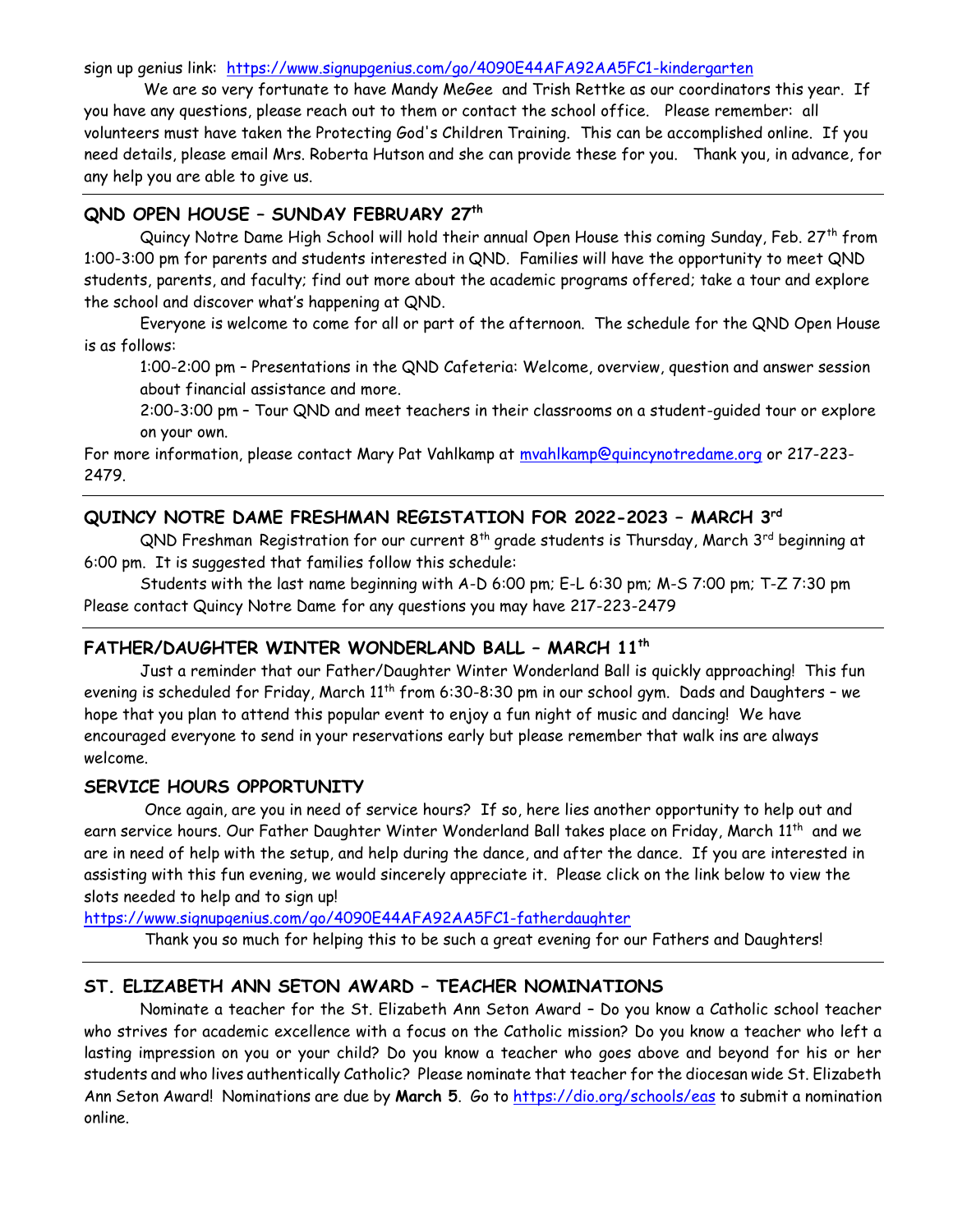sign up genius link: https://www.signupgenius.com/go/4090E44AFA92AA5FC1-kindergarten

We are so very fortunate to have Mandy MeGee and Trish Rettke as our coordinators this year. If you have any questions, please reach out to them or contact the school office. Please remember: all volunteers must have taken the Protecting God's Children Training. This can be accomplished online. If you need details, please email Mrs. Roberta Hutson and she can provide these for you. Thank you, in advance, for any help you are able to give us.

---

## QND OPEN HOUSE – SUNDAY FEBRUARY 27th

Quincy Notre Dame High School will hold their annual Open House this coming Sunday, Feb. 27th from 1:00-3:00 pm for parents and students interested in QND. Families will have the opportunity to meet QND students, parents, and faculty; find out more about the academic programs offered; take a tour and explore the school and discover what's happening at QND.

Everyone is welcome to come for all or part of the afternoon. The schedule for the QND Open House is as follows:

1:00-2:00 pm – Presentations in the QND Cafeteria: Welcome, overview, question and answer session about financial assistance and more.

2:00-3:00 pm – Tour QND and meet teachers in their classrooms on a student-guided tour or explore on your own.

For more information, please contact Mary Pat Vahlkamp at mvahlkamp@quincynotredame.org or 217-223-2479.

---

## QUINCY NOTRE DAME FRESHMAN REGISTATION FOR 2022-2023 – MARCH 3rd

QND Freshman Registration for our current 8th grade students is Thursday, March 3rd beginning at 6:00 pm. It is suggested that families follow this schedule:

Students with the last name beginning with A-D 6:00 pm; E-L 6:30 pm; M-S 7:00 pm; T-Z 7:30 pm

Please contact Quincy Notre Dame for any questions you may have 217-223-2479

---

## FATHER/DAUGHTER WINTER WONDERLAND BALL – MARCH 11th

Just a reminder that our Father/Daughter Winter Wonderland Ball is quickly approaching! This fun evening is scheduled for Friday, March 11th from 6:30-8:30 pm in our school gym. Dads and Daughters – we hope that you plan to attend this popular event to enjoy a fun night of music and dancing! We have encouraged everyone to send in your reservations early but please remember that walk ins are always welcome.

## SERVICE HOURS OPPORTUNITY

Once again, are you in need of service hours? If so, here lies another opportunity to help out and earn service hours. Our Father Daughter Winter Wonderland Ball takes place on Friday, March 11th and we are in need of help with the setup, and help during the dance, and after the dance. If you are interested in assisting with this fun evening, we would sincerely appreciate it. Please click on the link below to view the slots needed to help and to sign up!

https://www.signupgenius.com/go/4090E44AFA92AA5FC1-fatherdaughter

Thank you so much for helping this to be such a great evening for our Fathers and Daughters!

---

## ST. ELIZABETH ANN SETON AWARD – TEACHER NOMINATIONS

Nominate a teacher for the St. Elizabeth Ann Seton Award – Do you know a Catholic school teacher who strives for academic excellence with a focus on the Catholic mission? Do you know a teacher who left a lasting impression on you or your child? Do you know a teacher who goes above and beyond for his or her students and who lives authentically Catholic? Please nominate that teacher for the diocesan wide St. Elizabeth Ann Seton Award! Nominations are due by **March 5**. Go to https://dio.org/schools/eas to submit a nomination online.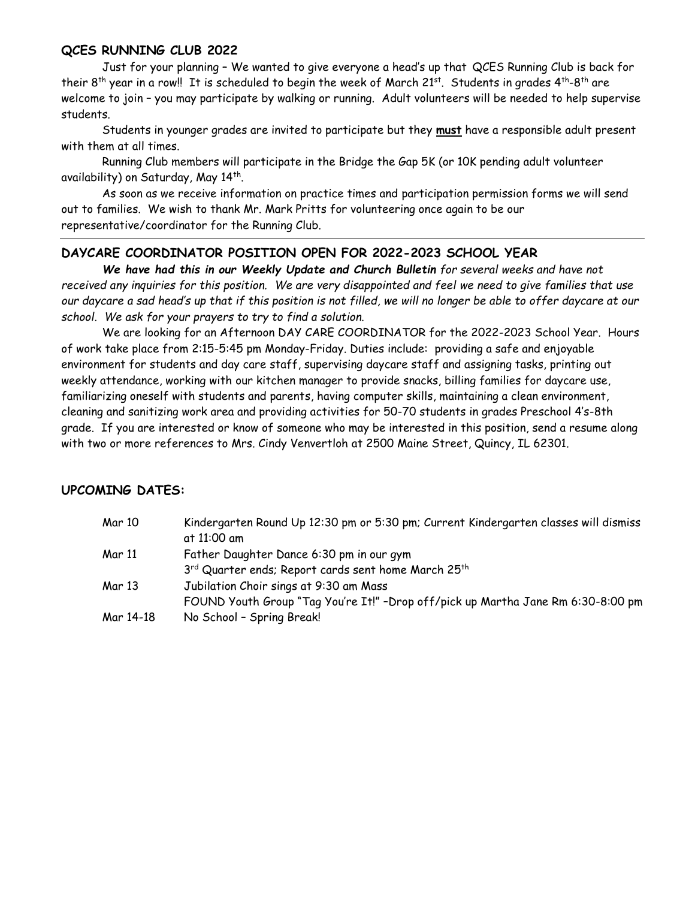## QCES RUNNING CLUB 2022

Just for your planning – We wanted to give everyone a head's up that QCES Running Club is back for their 8th year in a row!! It is scheduled to begin the week of March 21st. Students in grades 4th-8th are welcome to join – you may participate by walking or running. Adult volunteers will be needed to help supervise students.

Students in younger grades are invited to participate but they **must** have a responsible adult present with them at all times.

Running Club members will participate in the Bridge the Gap 5K (or 10K pending adult volunteer availability) on Saturday, May 14th.

As soon as we receive information on practice times and participation permission forms we will send out to families. We wish to thank Mr. Mark Pritts for volunteering once again to be our representative/coordinator for the Running Club.

---

## DAYCARE COORDINATOR POSITION OPEN FOR 2022-2023 SCHOOL YEAR

***We have had this in our Weekly Update and Church Bulletin*** *for several weeks and have not received any inquiries for this position. We are very disappointed and feel we need to give families that use our daycare a sad head's up that if this position is not filled, we will no longer be able to offer daycare at our school. We ask for your prayers to try to find a solution.*

We are looking for an Afternoon DAY CARE COORDINATOR for the 2022-2023 School Year. Hours of work take place from 2:15-5:45 pm Monday-Friday. Duties include: providing a safe and enjoyable environment for students and day care staff, supervising daycare staff and assigning tasks, printing out weekly attendance, working with our kitchen manager to provide snacks, billing families for daycare use, familiarizing oneself with students and parents, having computer skills, maintaining a clean environment, cleaning and sanitizing work area and providing activities for 50-70 students in grades Preschool 4's-8th grade. If you are interested or know of someone who may be interested in this position, send a resume along with two or more references to Mrs. Cindy Venvertloh at 2500 Maine Street, Quincy, IL 62301.

## UPCOMING DATES:

| | |
|---|---|
| Mar 10 | Kindergarten Round Up 12:30 pm or 5:30 pm; Current Kindergarten classes will dismiss at 11:00 am |
| Mar 11 | Father Daughter Dance 6:30 pm in our gym<br>3rd Quarter ends; Report cards sent home March 25th |
| Mar 13 | Jubilation Choir sings at 9:30 am Mass<br>FOUND Youth Group "Tag You're It!" –Drop off/pick up Martha Jane Rm 6:30-8:00 pm |
| Mar 14-18 | No School – Spring Break! |